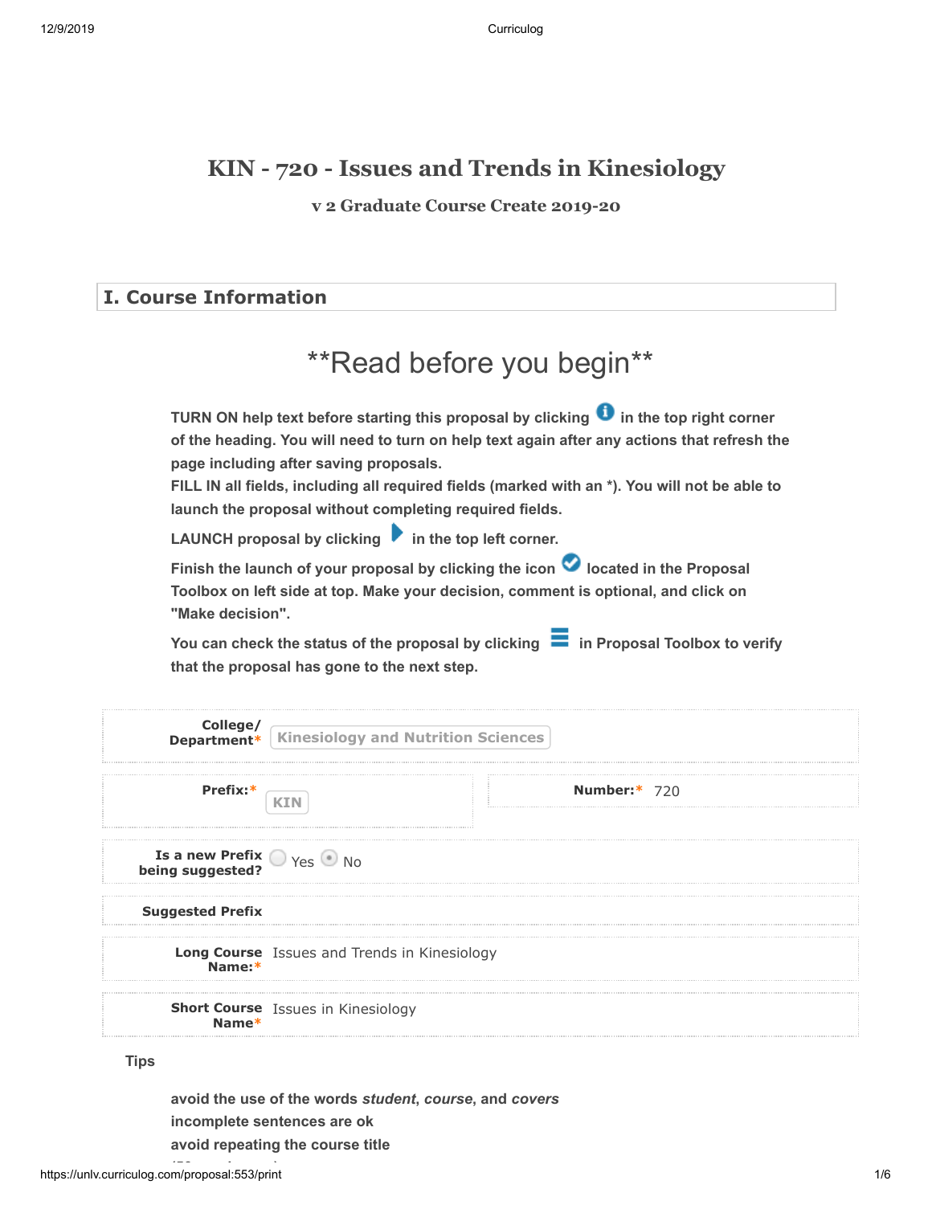# KIN - 720 - Issues and Trends in Kinesiology

### v 2 Graduate Course Create 2019-20

## I. Course Information

## **Read before you begin**

**TURN ON help text before starting this proposal by clicking in the top right corner of the heading. You will need to turn on help text again after any actions that refresh the page including after saving proposals.**
**FILL IN all fields, including all required fields (marked with an *). You will not be able to launch the proposal without completing required fields.**

**LAUNCH proposal by clicking in the top left corner.**

**Finish the launch of your proposal by clicking the icon located in the Proposal Toolbox on left side at top. Make your decision, comment is optional, and click on "Make decision".**

**You can check the status of the proposal by clicking in Proposal Toolbox to verify that the proposal has gone to the next step.**

| | |
|---|---|
| **College/ Department*** | Kinesiology and Nutrition Sciences |
| **Prefix:*** | KIN |
| **Number:*** | 720 |
| **Is a new Prefix being suggested?** | ○ Yes ◉ No |
| **Suggested Prefix** | |
| **Long Course Name:*** | Issues and Trends in Kinesiology |
| **Short Course Name*** | Issues in Kinesiology |

**Tips**

**avoid the use of the words *student*, *course*, and *covers***
**incomplete sentences are ok**
**avoid repeating the course title**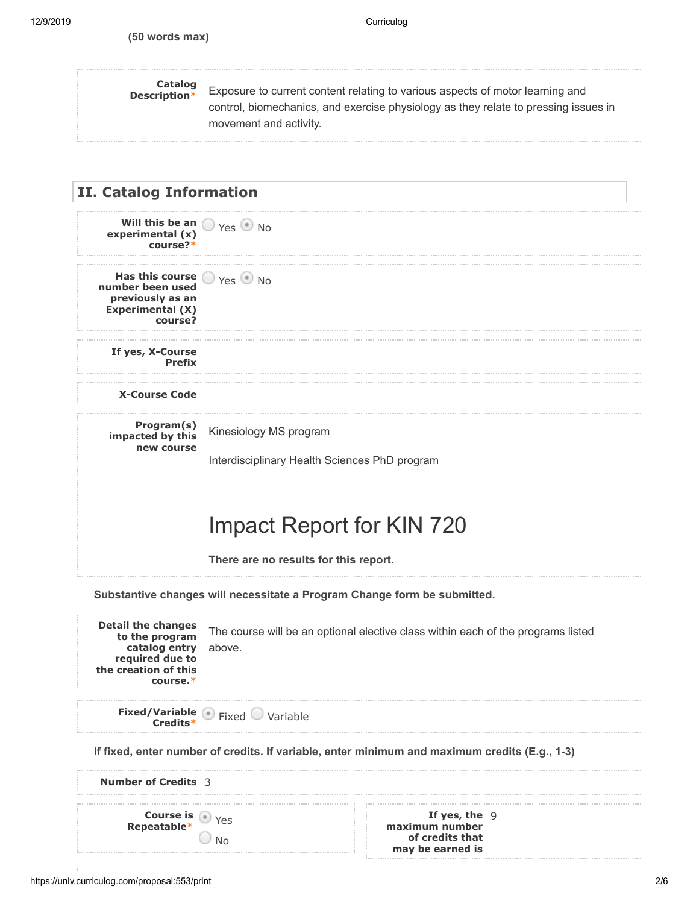(50 words max)

**Catalog Description*** Exposure to current content relating to various aspects of motor learning and control, biomechanics, and exercise physiology as they relate to pressing issues in movement and activity.

## II. Catalog Information

**Will this be an experimental (x) course?*** ( ) Yes (•) No

**Has this course number been used previously as an Experimental (X) course?** ( ) Yes (•) No

**If yes, X-Course Prefix**

**X-Course Code**

**Program(s) impacted by this new course**

Kinesiology MS program

Interdisciplinary Health Sciences PhD program

# Impact Report for KIN 720

**There are no results for this report.**

**Substantive changes will necessitate a Program Change form be submitted.**

**Detail the changes to the program catalog entry required due to the creation of this course.*** The course will be an optional elective class within each of the programs listed above.

**Fixed/Variable Credits*** (•) Fixed ( ) Variable

**If fixed, enter number of credits. If variable, enter minimum and maximum credits (E.g., 1-3)**

**Number of Credits** 3

**Course is Repeatable*** (•) Yes ( ) No

**If yes, the maximum number of credits that may be earned is** 9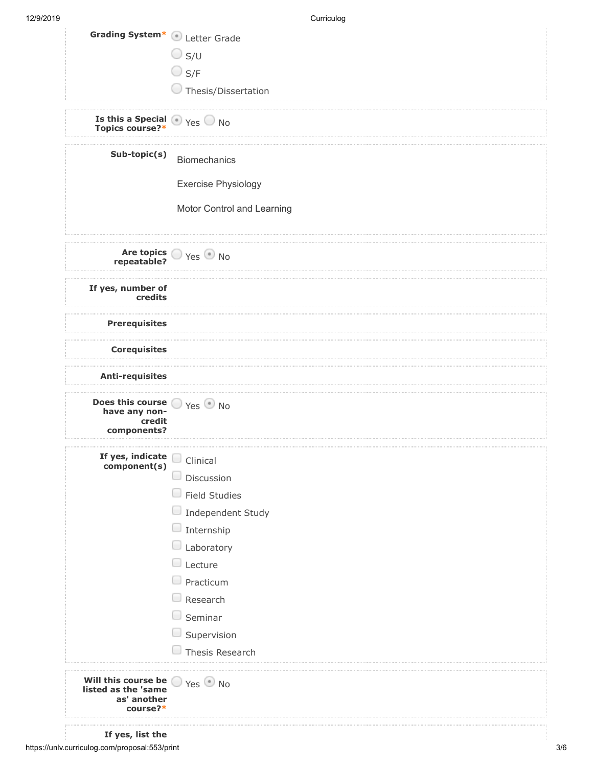**Grading System***

- (selected) Letter Grade
- S/U
- S/F
- Thesis/Dissertation

**Is this a Special Topics course?*** (selected) Yes / No

**Sub-topic(s)**

Biomechanics

Exercise Physiology

Motor Control and Learning

**Are topics repeatable?** Yes / (selected) No

**If yes, number of credits**

**Prerequisites**

**Corequisites**

**Anti-requisites**

**Does this course have any non-credit components?** Yes / (selected) No

**If yes, indicate component(s)**

- [ ] Clinical
- [ ] Discussion
- [ ] Field Studies
- [ ] Independent Study
- [ ] Internship
- [ ] Laboratory
- [ ] Lecture
- [ ] Practicum
- [ ] Research
- [ ] Seminar
- [ ] Supervision
- [ ] Thesis Research

**Will this course be listed as the 'same as' another course?*** Yes / (selected) No

**If yes, list the**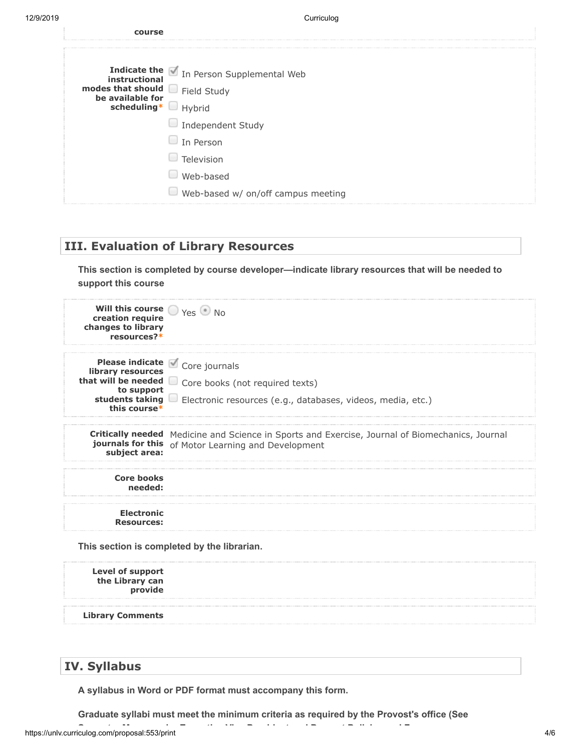course

**Indicate the instructional modes that should be available for scheduling***

- [x] In Person Supplemental Web
- [ ] Field Study
- [ ] Hybrid
- [ ] Independent Study
- [ ] In Person
- [ ] Television
- [ ] Web-based
- [ ] Web-based w/ on/off campus meeting

## III. Evaluation of Library Resources

**This section is completed by course developer—indicate library resources that will be needed to support this course**

**Will this course creation require changes to library resources?*** ( ) Yes (•) No

**Please indicate library resources that will be needed to support students taking this course***

- [x] Core journals
- [ ] Core books (not required texts)
- [ ] Electronic resources (e.g., databases, videos, media, etc.)

**Critically needed journals for this subject area:** Medicine and Science in Sports and Exercise, Journal of Biomechanics, Journal of Motor Learning and Development

**Core books needed:**

**Electronic Resources:**

**This section is completed by the librarian.**

**Level of support the Library can provide**

**Library Comments**

## IV. Syllabus

**A syllabus in Word or PDF format must accompany this form.**

**Graduate syllabi must meet the minimum criteria as required by the Provost's office (See**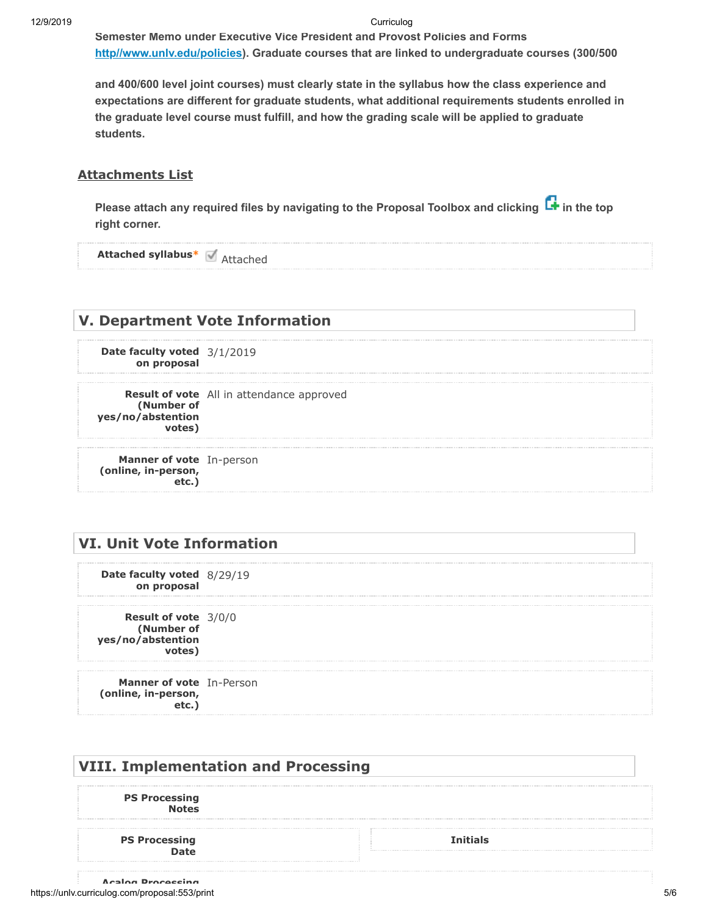**Semester Memo under Executive Vice President and Provost Policies and Forms http//www.unlv.edu/policies). Graduate courses that are linked to undergraduate courses (300/500 and 400/600 level joint courses) must clearly state in the syllabus how the class experience and expectations are different for graduate students, what additional requirements students enrolled in the graduate level course must fulfill, and how the grading scale will be applied to graduate students.**

### Attachments List

**Please attach any required files by navigating to the Proposal Toolbox and clicking in the top right corner.**

**Attached syllabus*** ☑ Attached

## V. Department Vote Information

| | |
|---|---|
| **Date faculty voted on proposal** | 3/1/2019 |
| **Result of vote (Number of yes/no/abstention votes)** | All in attendance approved |
| **Manner of vote (online, in-person, etc.)** | In-person |

## VI. Unit Vote Information

| | |
|---|---|
| **Date faculty voted on proposal** | 8/29/19 |
| **Result of vote (Number of yes/no/abstention votes)** | 3/0/0 |
| **Manner of vote (online, in-person, etc.)** | In-Person |

## VIII. Implementation and Processing

**PS Processing Notes**

**PS Processing Date** | **Initials**

**Acalog Processing**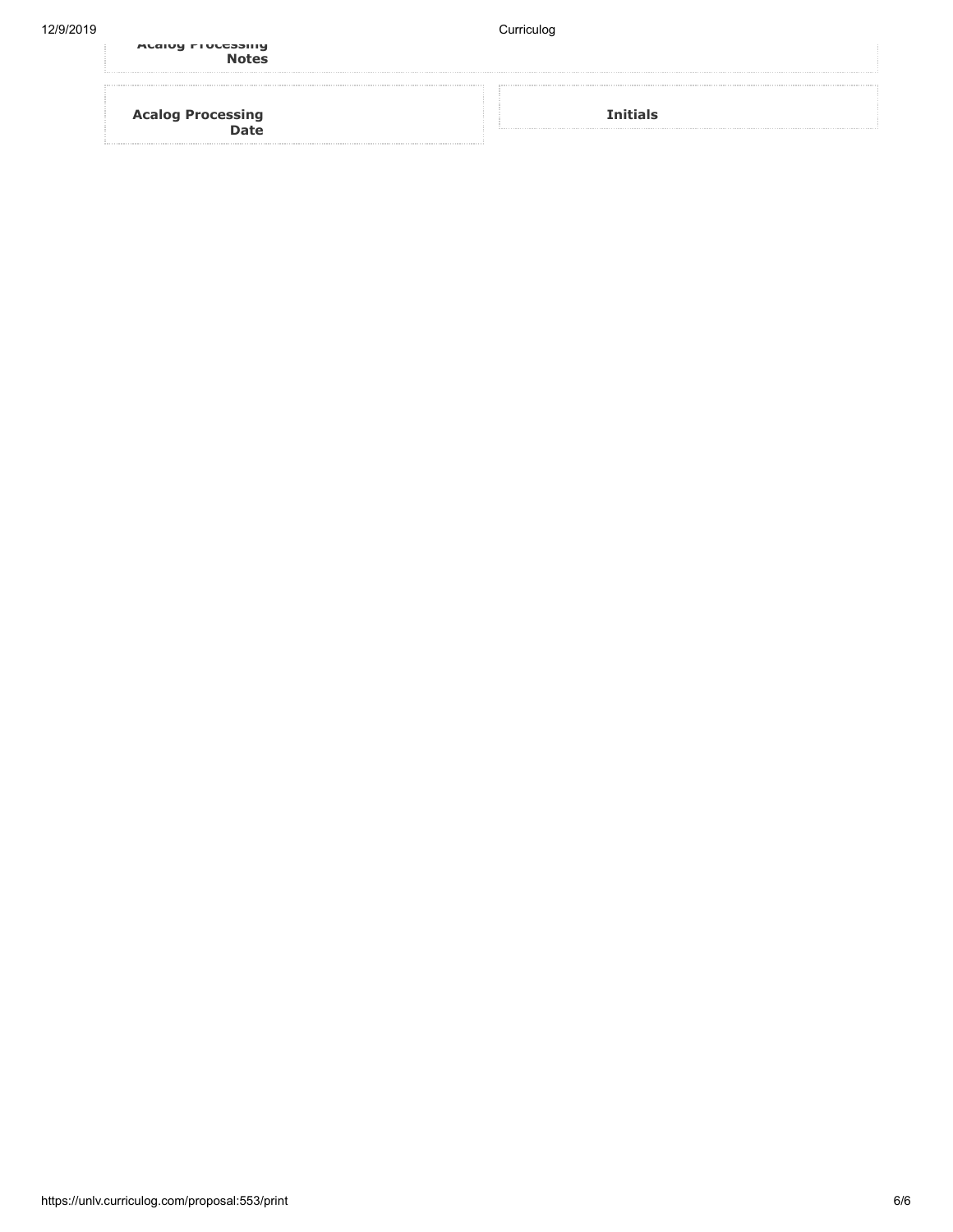| | |
|---|---|
| **Acalog Processing Notes** | |

| | |
|---|---|
| **Acalog Processing Date** | **Initials** |